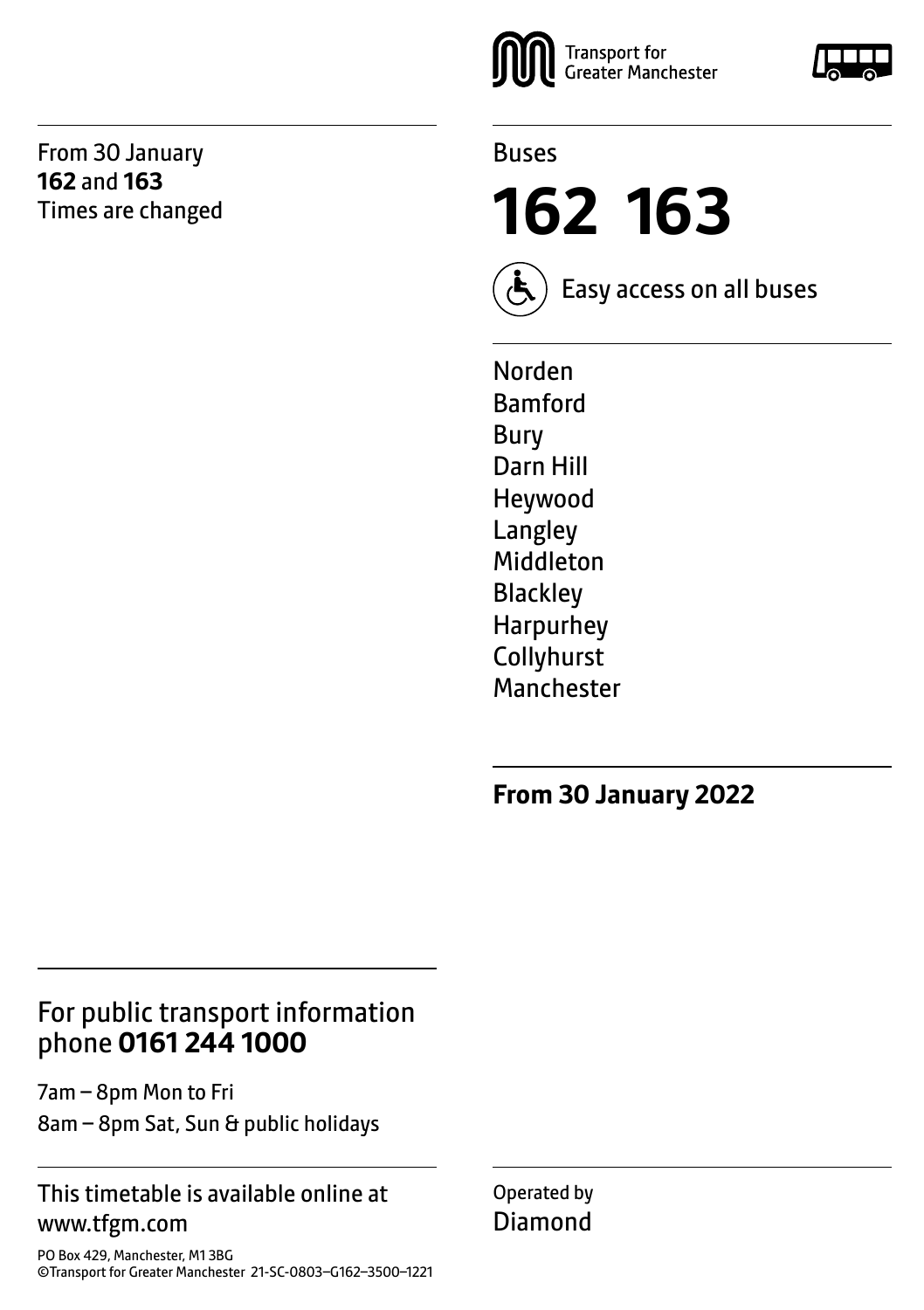Transport for Greater Manchester

From 30 January
**162** and **163**
Times are changed

Buses

# 162 163

Easy access on all buses

Norden
Bamford
Bury
Darn Hill
Heywood
Langley
Middleton
Blackley
Harpurhey
Collyhurst
Manchester

**From 30 January 2022**

## For public transport information phone **0161 244 1000**

7am – 8pm Mon to Fri
8am – 8pm Sat, Sun & public holidays

This timetable is available online at www.tfgm.com

Operated by
Diamond

PO Box 429, Manchester, M1 3BG
©Transport for Greater Manchester 21-SC-0803–G162–3500–1221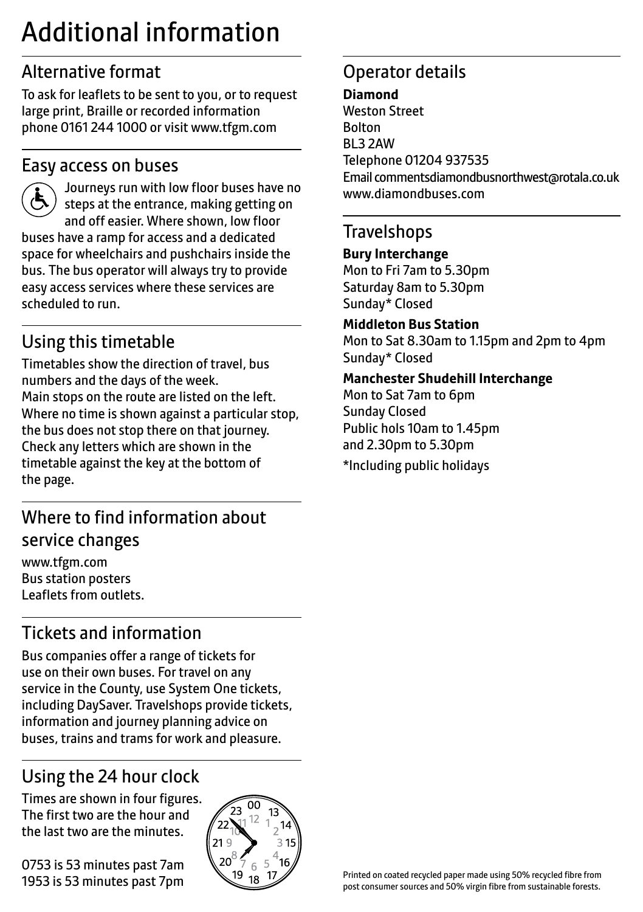# Additional information

## Alternative format

To ask for leaflets to be sent to you, or to request large print, Braille or recorded information phone 0161 244 1000 or visit www.tfgm.com

## Easy access on buses

Journeys run with low floor buses have no steps at the entrance, making getting on and off easier. Where shown, low floor buses have a ramp for access and a dedicated space for wheelchairs and pushchairs inside the bus. The bus operator will always try to provide easy access services where these services are scheduled to run.

## Using this timetable

Timetables show the direction of travel, bus numbers and the days of the week.
Main stops on the route are listed on the left. Where no time is shown against a particular stop, the bus does not stop there on that journey. Check any letters which are shown in the timetable against the key at the bottom of the page.

## Where to find information about service changes

www.tfgm.com
Bus station posters
Leaflets from outlets.

## Tickets and information

Bus companies offer a range of tickets for use on their own buses. For travel on any service in the County, use System One tickets, including DaySaver. Travelshops provide tickets, information and journey planning advice on buses, trains and trams for work and pleasure.

## Using the 24 hour clock

Times are shown in four figures. The first two are the hour and the last two are the minutes.

0753 is 53 minutes past 7am
1953 is 53 minutes past 7pm

## Operator details

**Diamond**
Weston Street
Bolton
BL3 2AW
Telephone 01204 937535
Email commentsdiamondbusnorthwest@rotala.co.uk
www.diamondbuses.com

## Travelshops

**Bury Interchange**
Mon to Fri 7am to 5.30pm
Saturday 8am to 5.30pm
Sunday* Closed

**Middleton Bus Station**
Mon to Sat 8.30am to 1.15pm and 2pm to 4pm
Sunday* Closed

**Manchester Shudehill Interchange**
Mon to Sat 7am to 6pm
Sunday Closed
Public hols 10am to 1.45pm
and 2.30pm to 5.30pm

*Including public holidays

Printed on coated recycled paper made using 50% recycled fibre from post consumer sources and 50% virgin fibre from sustainable forests.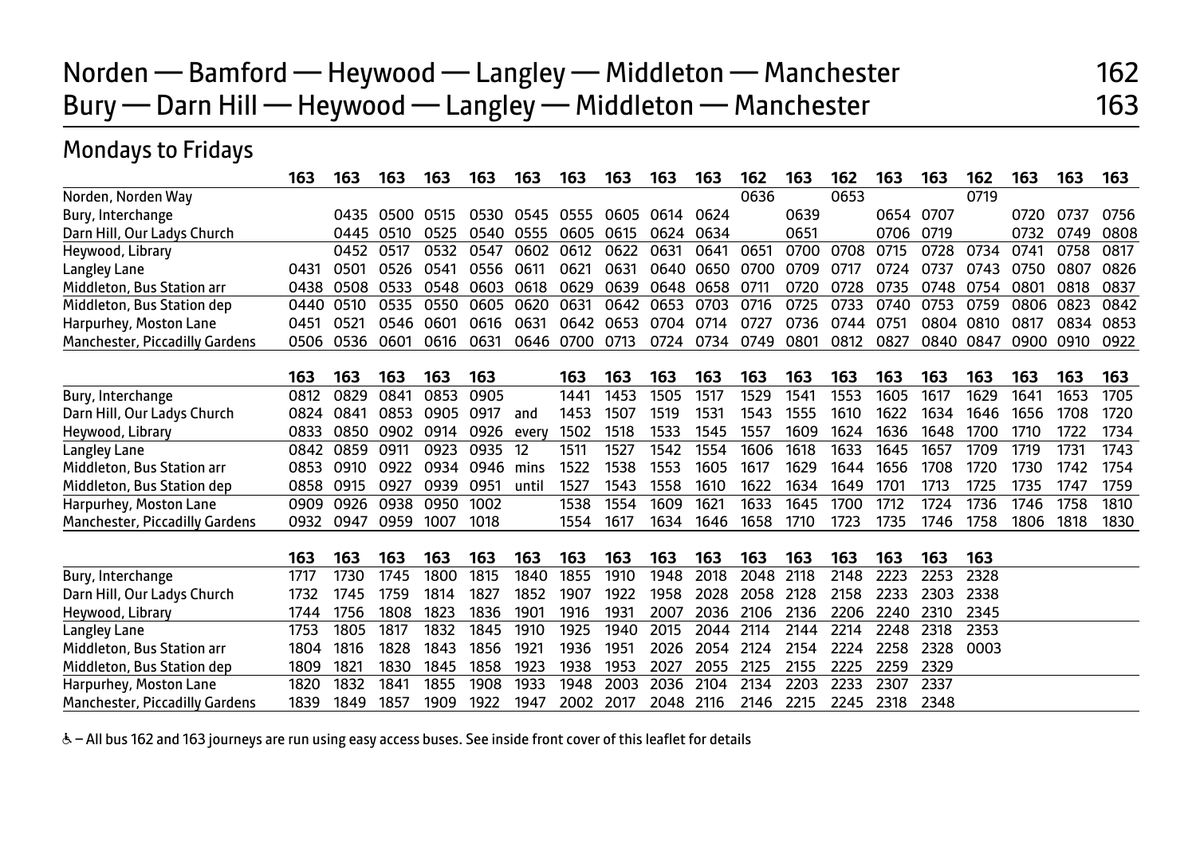# Norden — Bamford — Heywood — Langley — Middleton — Manchester 162
# Bury — Darn Hill — Heywood — Langley — Middleton — Manchester 163

## Mondays to Fridays

| | 163 | 163 | 163 | 163 | 163 | 163 | 163 | 163 | 163 | 163 | 162 | 163 | 162 | 163 | 163 | 162 | 163 | 163 | 163 |
|---|---|---|---|---|---|---|---|---|---|---|---|---|---|---|---|---|---|---|---|
| Norden, Norden Way | | | | | | | | | | | 0636 | | 0653 | | | 0719 | | | |
| Bury, Interchange | | 0435 | 0500 | 0515 | 0530 | 0545 | 0555 | 0605 | 0614 | 0624 | | 0639 | | 0654 | 0707 | | 0720 | 0737 | 0756 |
| Darn Hill, Our Ladys Church | | 0445 | 0510 | 0525 | 0540 | 0555 | 0605 | 0615 | 0624 | 0634 | | 0651 | | 0706 | 0719 | | 0732 | 0749 | 0808 |
| Heywood, Library | | 0452 | 0517 | 0532 | 0547 | 0602 | 0612 | 0622 | 0631 | 0641 | 0651 | 0700 | 0708 | 0715 | 0728 | 0734 | 0741 | 0758 | 0817 |
| Langley Lane | 0431 | 0501 | 0526 | 0541 | 0556 | 0611 | 0621 | 0631 | 0640 | 0650 | 0700 | 0709 | 0717 | 0724 | 0737 | 0743 | 0750 | 0807 | 0826 |
| Middleton, Bus Station arr | 0438 | 0508 | 0533 | 0548 | 0603 | 0618 | 0629 | 0639 | 0648 | 0658 | 0711 | 0720 | 0728 | 0735 | 0748 | 0754 | 0801 | 0818 | 0837 |
| Middleton, Bus Station dep | 0440 | 0510 | 0535 | 0550 | 0605 | 0620 | 0631 | 0642 | 0653 | 0703 | 0716 | 0725 | 0733 | 0740 | 0753 | 0759 | 0806 | 0823 | 0842 |
| Harpurhey, Moston Lane | 0451 | 0521 | 0546 | 0601 | 0616 | 0631 | 0642 | 0653 | 0704 | 0714 | 0727 | 0736 | 0744 | 0751 | 0804 | 0810 | 0817 | 0834 | 0853 |
| Manchester, Piccadilly Gardens | 0506 | 0536 | 0601 | 0616 | 0631 | 0646 | 0700 | 0713 | 0724 | 0734 | 0749 | 0801 | 0812 | 0827 | 0840 | 0847 | 0900 | 0910 | 0922 |

| | 163 | 163 | 163 | 163 | 163 | | 163 | 163 | 163 | 163 | 163 | 163 | 163 | 163 | 163 | 163 | 163 | 163 | 163 |
|---|---|---|---|---|---|---|---|---|---|---|---|---|---|---|---|---|---|---|---|
| Bury, Interchange | 0812 | 0829 | 0841 | 0853 | 0905 | | 1441 | 1453 | 1505 | 1517 | 1529 | 1541 | 1553 | 1605 | 1617 | 1629 | 1641 | 1653 | 1705 |
| Darn Hill, Our Ladys Church | 0824 | 0841 | 0853 | 0905 | 0917 | and | 1453 | 1507 | 1519 | 1531 | 1543 | 1555 | 1610 | 1622 | 1634 | 1646 | 1656 | 1708 | 1720 |
| Heywood, Library | 0833 | 0850 | 0902 | 0914 | 0926 | every | 1502 | 1518 | 1533 | 1545 | 1557 | 1609 | 1624 | 1636 | 1648 | 1700 | 1710 | 1722 | 1734 |
| Langley Lane | 0842 | 0859 | 0911 | 0923 | 0935 | 12 | 1511 | 1527 | 1542 | 1554 | 1606 | 1618 | 1633 | 1645 | 1657 | 1709 | 1719 | 1731 | 1743 |
| Middleton, Bus Station arr | 0853 | 0910 | 0922 | 0934 | 0946 | mins | 1522 | 1538 | 1553 | 1605 | 1617 | 1629 | 1644 | 1656 | 1708 | 1720 | 1730 | 1742 | 1754 |
| Middleton, Bus Station dep | 0858 | 0915 | 0927 | 0939 | 0951 | until | 1527 | 1543 | 1558 | 1610 | 1622 | 1634 | 1649 | 1701 | 1713 | 1725 | 1735 | 1747 | 1759 |
| Harpurhey, Moston Lane | 0909 | 0926 | 0938 | 0950 | 1002 | | 1538 | 1554 | 1609 | 1621 | 1633 | 1645 | 1700 | 1712 | 1724 | 1736 | 1746 | 1758 | 1810 |
| Manchester, Piccadilly Gardens | 0932 | 0947 | 0959 | 1007 | 1018 | | 1554 | 1617 | 1634 | 1646 | 1658 | 1710 | 1723 | 1735 | 1746 | 1758 | 1806 | 1818 | 1830 |

| | 163 | 163 | 163 | 163 | 163 | 163 | 163 | 163 | 163 | 163 | 163 | 163 | 163 | 163 | 163 | 163 |
|---|---|---|---|---|---|---|---|---|---|---|---|---|---|---|---|---|
| Bury, Interchange | 1717 | 1730 | 1745 | 1800 | 1815 | 1840 | 1855 | 1910 | 1948 | 2018 | 2048 | 2118 | 2148 | 2223 | 2253 | 2328 |
| Darn Hill, Our Ladys Church | 1732 | 1745 | 1759 | 1814 | 1827 | 1852 | 1907 | 1922 | 1958 | 2028 | 2058 | 2128 | 2158 | 2233 | 2303 | 2338 |
| Heywood, Library | 1744 | 1756 | 1808 | 1823 | 1836 | 1901 | 1916 | 1931 | 2007 | 2036 | 2106 | 2136 | 2206 | 2240 | 2310 | 2345 |
| Langley Lane | 1753 | 1805 | 1817 | 1832 | 1845 | 1910 | 1925 | 1940 | 2015 | 2044 | 2114 | 2144 | 2214 | 2248 | 2318 | 2353 |
| Middleton, Bus Station arr | 1804 | 1816 | 1828 | 1843 | 1856 | 1921 | 1936 | 1951 | 2026 | 2054 | 2124 | 2154 | 2224 | 2258 | 2328 | 0003 |
| Middleton, Bus Station dep | 1809 | 1821 | 1830 | 1845 | 1858 | 1923 | 1938 | 1953 | 2027 | 2055 | 2125 | 2155 | 2225 | 2259 | 2329 | |
| Harpurhey, Moston Lane | 1820 | 1832 | 1841 | 1855 | 1908 | 1933 | 1948 | 2003 | 2036 | 2104 | 2134 | 2203 | 2233 | 2307 | 2337 | |
| Manchester, Piccadilly Gardens | 1839 | 1849 | 1857 | 1909 | 1922 | 1947 | 2002 | 2017 | 2048 | 2116 | 2146 | 2215 | 2245 | 2318 | 2348 | |

♿ – All bus 162 and 163 journeys are run using easy access buses. See inside front cover of this leaflet for details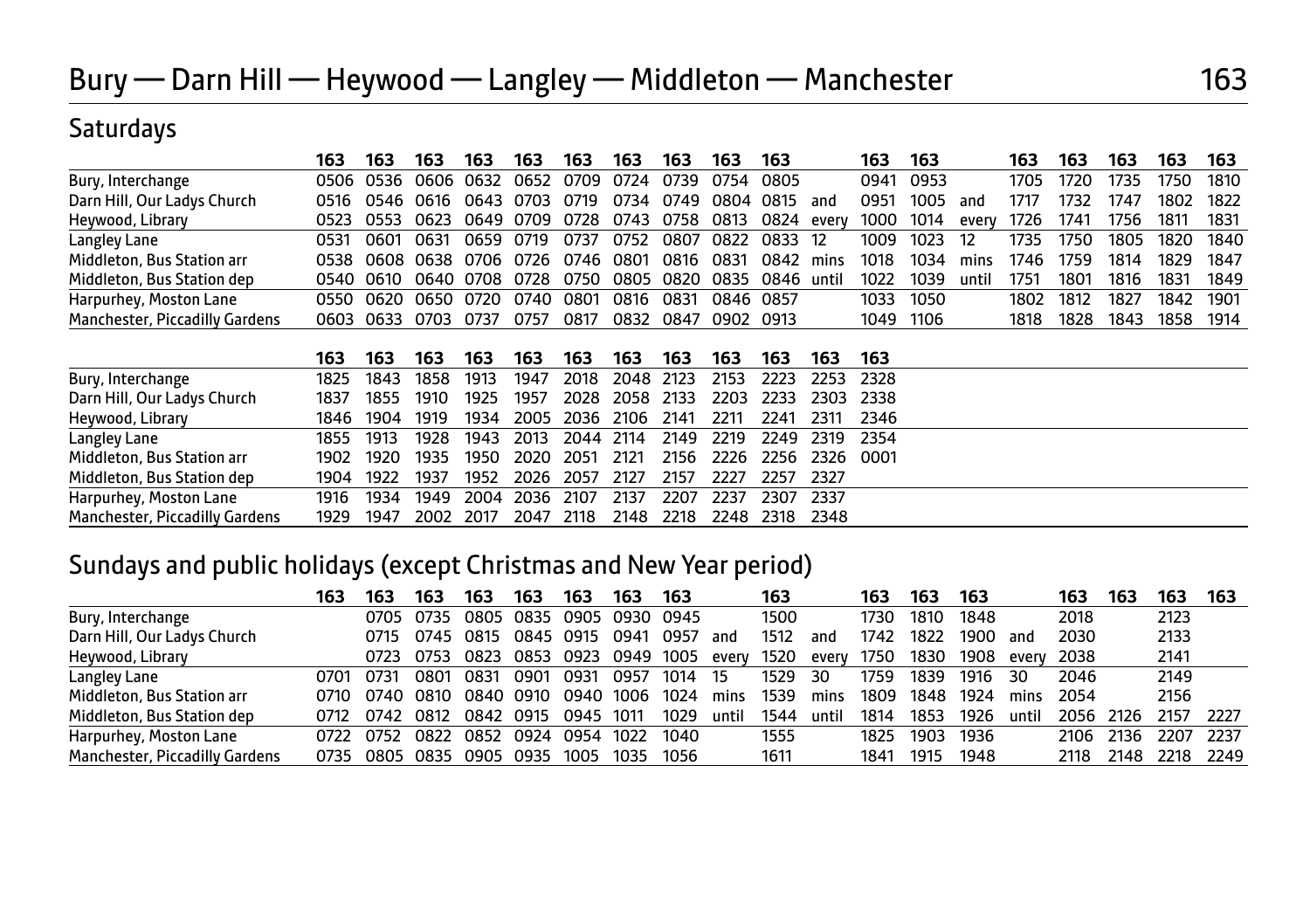# Bury — Darn Hill — Heywood — Langley — Middleton — Manchester 163

## Saturdays

| | 163 | 163 | 163 | 163 | 163 | 163 | 163 | 163 | 163 | 163 | | 163 | 163 | | 163 | 163 | 163 | 163 | 163 |
|---|---|---|---|---|---|---|---|---|---|---|---|---|---|---|---|---|---|---|---|
| Bury, Interchange | 0506 | 0536 | 0606 | 0632 | 0652 | 0709 | 0724 | 0739 | 0754 | 0805 | | 0941 | 0953 | | 1705 | 1720 | 1735 | 1750 | 1810 |
| Darn Hill, Our Ladys Church | 0516 | 0546 | 0616 | 0643 | 0703 | 0719 | 0734 | 0749 | 0804 | 0815 | and | 0951 | 1005 | and | 1717 | 1732 | 1747 | 1802 | 1822 |
| Heywood, Library | 0523 | 0553 | 0623 | 0649 | 0709 | 0728 | 0743 | 0758 | 0813 | 0824 | every | 1000 | 1014 | every | 1726 | 1741 | 1756 | 1811 | 1831 |
| Langley Lane | 0531 | 0601 | 0631 | 0659 | 0719 | 0737 | 0752 | 0807 | 0822 | 0833 | 12 | 1009 | 1023 | 12 | 1735 | 1750 | 1805 | 1820 | 1840 |
| Middleton, Bus Station arr | 0538 | 0608 | 0638 | 0706 | 0726 | 0746 | 0801 | 0816 | 0831 | 0842 | mins | 1018 | 1034 | mins | 1746 | 1759 | 1814 | 1829 | 1847 |
| Middleton, Bus Station dep | 0540 | 0610 | 0640 | 0708 | 0728 | 0750 | 0805 | 0820 | 0835 | 0846 | until | 1022 | 1039 | until | 1751 | 1801 | 1816 | 1831 | 1849 |
| Harpurhey, Moston Lane | 0550 | 0620 | 0650 | 0720 | 0740 | 0801 | 0816 | 0831 | 0846 | 0857 | | 1033 | 1050 | | 1802 | 1812 | 1827 | 1842 | 1901 |
| Manchester, Piccadilly Gardens | 0603 | 0633 | 0703 | 0737 | 0757 | 0817 | 0832 | 0847 | 0902 | 0913 | | 1049 | 1106 | | 1818 | 1828 | 1843 | 1858 | 1914 |

| | 163 | 163 | 163 | 163 | 163 | 163 | 163 | 163 | 163 | 163 | 163 | 163 |
|---|---|---|---|---|---|---|---|---|---|---|---|---|
| Bury, Interchange | 1825 | 1843 | 1858 | 1913 | 1947 | 2018 | 2048 | 2123 | 2153 | 2223 | 2253 | 2328 |
| Darn Hill, Our Ladys Church | 1837 | 1855 | 1910 | 1925 | 1957 | 2028 | 2058 | 2133 | 2203 | 2233 | 2303 | 2338 |
| Heywood, Library | 1846 | 1904 | 1919 | 1934 | 2005 | 2036 | 2106 | 2141 | 2211 | 2241 | 2311 | 2346 |
| Langley Lane | 1855 | 1913 | 1928 | 1943 | 2013 | 2044 | 2114 | 2149 | 2219 | 2249 | 2319 | 2354 |
| Middleton, Bus Station arr | 1902 | 1920 | 1935 | 1950 | 2020 | 2051 | 2121 | 2156 | 2226 | 2256 | 2326 | 0001 |
| Middleton, Bus Station dep | 1904 | 1922 | 1937 | 1952 | 2026 | 2057 | 2127 | 2157 | 2227 | 2257 | 2327 | |
| Harpurhey, Moston Lane | 1916 | 1934 | 1949 | 2004 | 2036 | 2107 | 2137 | 2207 | 2237 | 2307 | 2337 | |
| Manchester, Piccadilly Gardens | 1929 | 1947 | 2002 | 2017 | 2047 | 2118 | 2148 | 2218 | 2248 | 2318 | 2348 | |

## Sundays and public holidays (except Christmas and New Year period)

| | 163 | 163 | 163 | 163 | 163 | 163 | 163 | 163 | | 163 | | 163 | 163 | 163 | | 163 | 163 | 163 | 163 |
|---|---|---|---|---|---|---|---|---|---|---|---|---|---|---|---|---|---|---|---|
| Bury, Interchange | | 0705 | 0735 | 0805 | 0835 | 0905 | 0930 | 0945 | | 1500 | | 1730 | 1810 | 1848 | | 2018 | | 2123 | |
| Darn Hill, Our Ladys Church | | 0715 | 0745 | 0815 | 0845 | 0915 | 0941 | 0957 | and | 1512 | and | 1742 | 1822 | 1900 | and | 2030 | | 2133 | |
| Heywood, Library | | 0723 | 0753 | 0823 | 0853 | 0923 | 0949 | 1005 | every | 1520 | every | 1750 | 1830 | 1908 | every | 2038 | | 2141 | |
| Langley Lane | 0701 | 0731 | 0801 | 0831 | 0901 | 0931 | 0957 | 1014 | 15 | 1529 | 30 | 1759 | 1839 | 1916 | 30 | 2046 | | 2149 | |
| Middleton, Bus Station arr | 0710 | 0740 | 0810 | 0840 | 0910 | 0940 | 1006 | 1024 | mins | 1539 | mins | 1809 | 1848 | 1924 | mins | 2054 | | 2156 | |
| Middleton, Bus Station dep | 0712 | 0742 | 0812 | 0842 | 0915 | 0945 | 1011 | 1029 | until | 1544 | until | 1814 | 1853 | 1926 | until | 2056 | 2126 | 2157 | 2227 |
| Harpurhey, Moston Lane | 0722 | 0752 | 0822 | 0852 | 0924 | 0954 | 1022 | 1040 | | 1555 | | 1825 | 1903 | 1936 | | 2106 | 2136 | 2207 | 2237 |
| Manchester, Piccadilly Gardens | 0735 | 0805 | 0835 | 0905 | 0935 | 1005 | 1035 | 1056 | | 1611 | | 1841 | 1915 | 1948 | | 2118 | 2148 | 2218 | 2249 |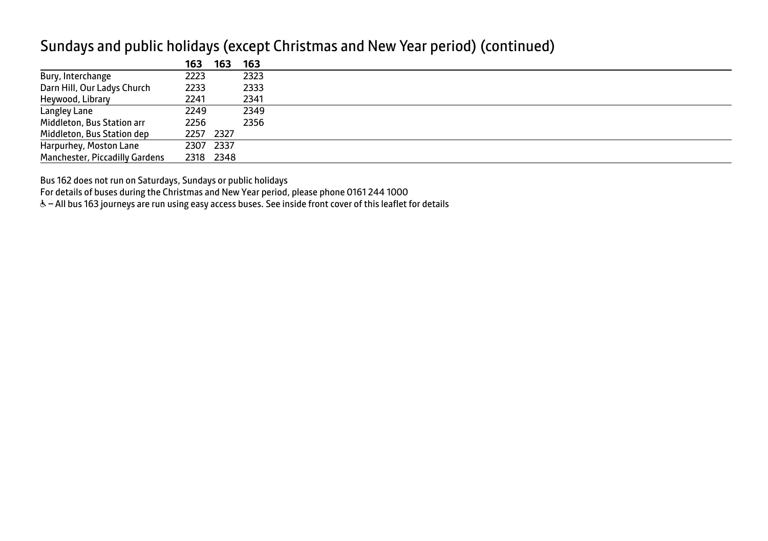## Sundays and public holidays (except Christmas and New Year period) (continued)

| | 163 | 163 | 163 |
|---|---|---|---|
| Bury, Interchange | 2223 | | 2323 |
| Darn Hill, Our Ladys Church | 2233 | | 2333 |
| Heywood, Library | 2241 | | 2341 |
| Langley Lane | 2249 | | 2349 |
| Middleton, Bus Station arr | 2256 | | 2356 |
| Middleton, Bus Station dep | 2257 | 2327 | |
| Harpurhey, Moston Lane | 2307 | 2337 | |
| Manchester, Piccadilly Gardens | 2318 | 2348 | |

Bus 162 does not run on Saturdays, Sundays or public holidays

For details of buses during the Christmas and New Year period, please phone 0161 244 1000

♿ – All bus 163 journeys are run using easy access buses. See inside front cover of this leaflet for details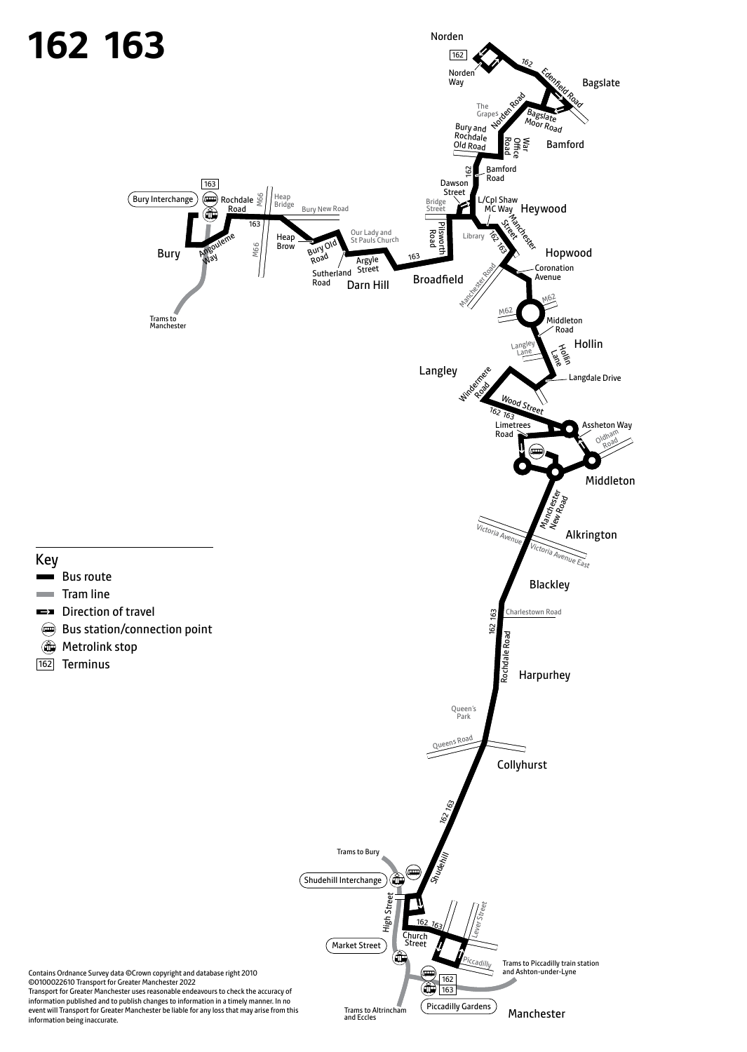# 162 163

## Key

- Bus route
- Tram line
- Direction of travel
- Bus station/connection point
- Metrolink stop
- 162 Terminus

Contains Ordnance Survey data ©Crown copyright and database right 2010
©0100022610 Transport for Greater Manchester 2022
Transport for Greater Manchester uses reasonable endeavours to check the accuracy of information published and to publish changes to information in a timely manner. In no event will Transport for Greater Manchester be liable for any loss that may arise from this information being inaccurate.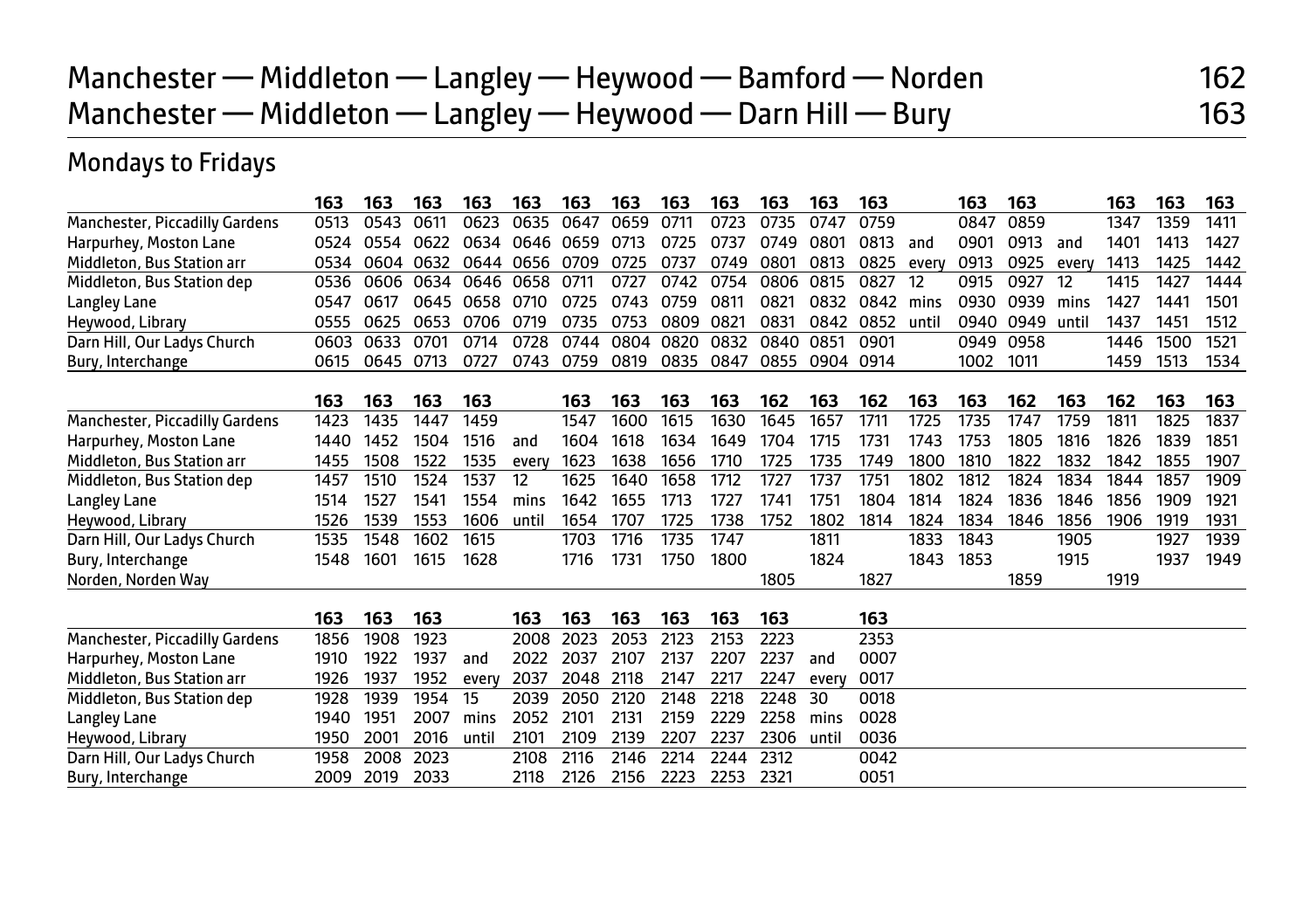# Manchester — Middleton — Langley — Heywood — Bamford — Norden 162
# Manchester — Middleton — Langley — Heywood — Darn Hill — Bury 163

## Mondays to Fridays

| | 163 | 163 | 163 | 163 | 163 | 163 | 163 | 163 | 163 | 163 | 163 | 163 | | 163 | 163 | | 163 | 163 | 163 |
|---|---|---|---|---|---|---|---|---|---|---|---|---|---|---|---|---|---|---|---|
| Manchester, Piccadilly Gardens | 0513 | 0543 | 0611 | 0623 | 0635 | 0647 | 0659 | 0711 | 0723 | 0735 | 0747 | 0759 | | 0847 | 0859 | | 1347 | 1359 | 1411 |
| Harpurhey, Moston Lane | 0524 | 0554 | 0622 | 0634 | 0646 | 0659 | 0713 | 0725 | 0737 | 0749 | 0801 | 0813 | and | 0901 | 0913 | and | 1401 | 1413 | 1427 |
| Middleton, Bus Station arr | 0534 | 0604 | 0632 | 0644 | 0656 | 0709 | 0725 | 0737 | 0749 | 0801 | 0813 | 0825 | every | 0913 | 0925 | every | 1413 | 1425 | 1442 |
| Middleton, Bus Station dep | 0536 | 0606 | 0634 | 0646 | 0658 | 0711 | 0727 | 0742 | 0754 | 0806 | 0815 | 0827 | 12 | 0915 | 0927 | 12 | 1415 | 1427 | 1444 |
| Langley Lane | 0547 | 0617 | 0645 | 0658 | 0710 | 0725 | 0743 | 0759 | 0811 | 0821 | 0832 | 0842 | mins | 0930 | 0939 | mins | 1427 | 1441 | 1501 |
| Heywood, Library | 0555 | 0625 | 0653 | 0706 | 0719 | 0735 | 0753 | 0809 | 0821 | 0831 | 0842 | 0852 | until | 0940 | 0949 | until | 1437 | 1451 | 1512 |
| Darn Hill, Our Ladys Church | 0603 | 0633 | 0701 | 0714 | 0728 | 0744 | 0804 | 0820 | 0832 | 0840 | 0851 | 0901 | | 0949 | 0958 | | 1446 | 1500 | 1521 |
| Bury, Interchange | 0615 | 0645 | 0713 | 0727 | 0743 | 0759 | 0819 | 0835 | 0847 | 0855 | 0904 | 0914 | | 1002 | 1011 | | 1459 | 1513 | 1534 |

| | 163 | 163 | 163 | 163 | | 163 | 163 | 163 | 163 | 162 | 163 | 162 | 163 | 163 | 162 | 163 | 162 | 163 | 163 |
|---|---|---|---|---|---|---|---|---|---|---|---|---|---|---|---|---|---|---|---|
| Manchester, Piccadilly Gardens | 1423 | 1435 | 1447 | 1459 | | 1547 | 1600 | 1615 | 1630 | 1645 | 1657 | 1711 | 1725 | 1735 | 1747 | 1759 | 1811 | 1825 | 1837 |
| Harpurhey, Moston Lane | 1440 | 1452 | 1504 | 1516 | and | 1604 | 1618 | 1634 | 1649 | 1704 | 1715 | 1731 | 1743 | 1753 | 1805 | 1816 | 1826 | 1839 | 1851 |
| Middleton, Bus Station arr | 1455 | 1508 | 1522 | 1535 | every | 1623 | 1638 | 1656 | 1710 | 1725 | 1735 | 1749 | 1800 | 1810 | 1822 | 1832 | 1842 | 1855 | 1907 |
| Middleton, Bus Station dep | 1457 | 1510 | 1524 | 1537 | 12 | 1625 | 1640 | 1658 | 1712 | 1727 | 1737 | 1751 | 1802 | 1812 | 1824 | 1834 | 1844 | 1857 | 1909 |
| Langley Lane | 1514 | 1527 | 1541 | 1554 | mins | 1642 | 1655 | 1713 | 1727 | 1741 | 1751 | 1804 | 1814 | 1824 | 1836 | 1846 | 1856 | 1909 | 1921 |
| Heywood, Library | 1526 | 1539 | 1553 | 1606 | until | 1654 | 1707 | 1725 | 1738 | 1752 | 1802 | 1814 | 1824 | 1834 | 1846 | 1856 | 1906 | 1919 | 1931 |
| Darn Hill, Our Ladys Church | 1535 | 1548 | 1602 | 1615 | | 1703 | 1716 | 1735 | 1747 | | 1811 | | 1833 | 1843 | | 1905 | | 1927 | 1939 |
| Bury, Interchange | 1548 | 1601 | 1615 | 1628 | | 1716 | 1731 | 1750 | 1800 | | 1824 | | 1843 | 1853 | | 1915 | | 1937 | 1949 |
| Norden, Norden Way | | | | | | | | | | 1805 | | 1827 | | | 1859 | | 1919 | | |

| | 163 | 163 | 163 | | 163 | 163 | 163 | 163 | 163 | 163 | | 163 |
|---|---|---|---|---|---|---|---|---|---|---|---|---|
| Manchester, Piccadilly Gardens | 1856 | 1908 | 1923 | | 2008 | 2023 | 2053 | 2123 | 2153 | 2223 | | 2353 |
| Harpurhey, Moston Lane | 1910 | 1922 | 1937 | and | 2022 | 2037 | 2107 | 2137 | 2207 | 2237 | and | 0007 |
| Middleton, Bus Station arr | 1926 | 1937 | 1952 | every | 2037 | 2048 | 2118 | 2147 | 2217 | 2247 | every | 0017 |
| Middleton, Bus Station dep | 1928 | 1939 | 1954 | 15 | 2039 | 2050 | 2120 | 2148 | 2218 | 2248 | 30 | 0018 |
| Langley Lane | 1940 | 1951 | 2007 | mins | 2052 | 2101 | 2131 | 2159 | 2229 | 2258 | mins | 0028 |
| Heywood, Library | 1950 | 2001 | 2016 | until | 2101 | 2109 | 2139 | 2207 | 2237 | 2306 | until | 0036 |
| Darn Hill, Our Ladys Church | 1958 | 2008 | 2023 | | 2108 | 2116 | 2146 | 2214 | 2244 | 2312 | | 0042 |
| Bury, Interchange | 2009 | 2019 | 2033 | | 2118 | 2126 | 2156 | 2223 | 2253 | 2321 | | 0051 |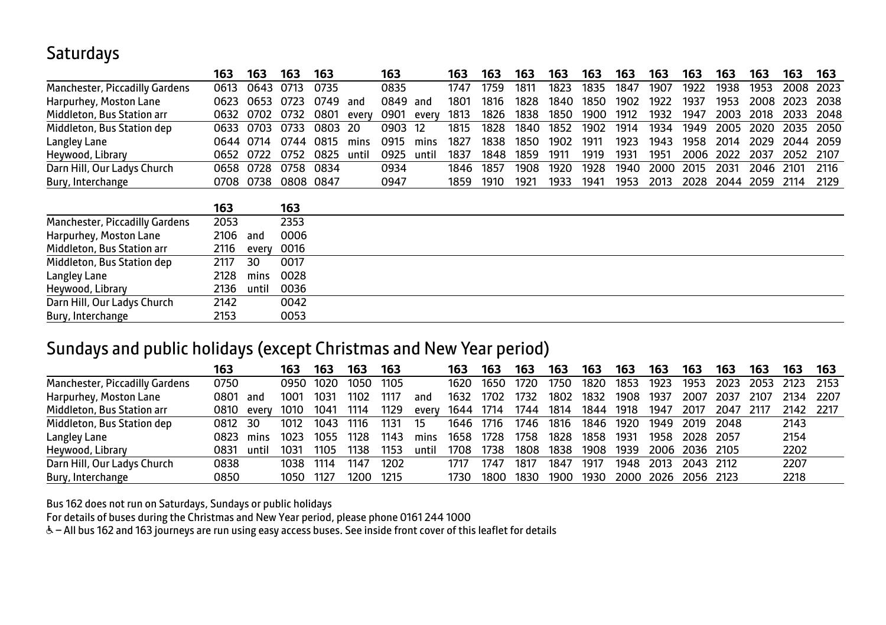## Saturdays

| | 163 | 163 | 163 | 163 | | 163 | | 163 | 163 | 163 | 163 | 163 | 163 | 163 | 163 | 163 | 163 | 163 | 163 |
|---|---|---|---|---|---|---|---|---|---|---|---|---|---|---|---|---|---|---|---|
| Manchester, Piccadilly Gardens | 0613 | 0643 | 0713 | 0735 | | 0835 | | 1747 | 1759 | 1811 | 1823 | 1835 | 1847 | 1907 | 1922 | 1938 | 1953 | 2008 | 2023 |
| Harpurhey, Moston Lane | 0623 | 0653 | 0723 | 0749 | and | 0849 | and | 1801 | 1816 | 1828 | 1840 | 1850 | 1902 | 1922 | 1937 | 1953 | 2008 | 2023 | 2038 |
| Middleton, Bus Station arr | 0632 | 0702 | 0732 | 0801 | every | 0901 | every | 1813 | 1826 | 1838 | 1850 | 1900 | 1912 | 1932 | 1947 | 2003 | 2018 | 2033 | 2048 |
| Middleton, Bus Station dep | 0633 | 0703 | 0733 | 0803 | 20 | 0903 | 12 | 1815 | 1828 | 1840 | 1852 | 1902 | 1914 | 1934 | 1949 | 2005 | 2020 | 2035 | 2050 |
| Langley Lane | 0644 | 0714 | 0744 | 0815 | mins | 0915 | mins | 1827 | 1838 | 1850 | 1902 | 1911 | 1923 | 1943 | 1958 | 2014 | 2029 | 2044 | 2059 |
| Heywood, Library | 0652 | 0722 | 0752 | 0825 | until | 0925 | until | 1837 | 1848 | 1859 | 1911 | 1919 | 1931 | 1951 | 2006 | 2022 | 2037 | 2052 | 2107 |
| Darn Hill, Our Ladys Church | 0658 | 0728 | 0758 | 0834 | | 0934 | | 1846 | 1857 | 1908 | 1920 | 1928 | 1940 | 2000 | 2015 | 2031 | 2046 | 2101 | 2116 |
| Bury, Interchange | 0708 | 0738 | 0808 | 0847 | | 0947 | | 1859 | 1910 | 1921 | 1933 | 1941 | 1953 | 2013 | 2028 | 2044 | 2059 | 2114 | 2129 |

| | 163 | | 163 |
|---|---|---|---|
| Manchester, Piccadilly Gardens | 2053 | | 2353 |
| Harpurhey, Moston Lane | 2106 | and | 0006 |
| Middleton, Bus Station arr | 2116 | every | 0016 |
| Middleton, Bus Station dep | 2117 | 30 | 0017 |
| Langley Lane | 2128 | mins | 0028 |
| Heywood, Library | 2136 | until | 0036 |
| Darn Hill, Our Ladys Church | 2142 | | 0042 |
| Bury, Interchange | 2153 | | 0053 |

## Sundays and public holidays (except Christmas and New Year period)

| | 163 | | 163 | 163 | 163 | 163 | | 163 | 163 | 163 | 163 | 163 | 163 | 163 | 163 | 163 | 163 | 163 | 163 |
|---|---|---|---|---|---|---|---|---|---|---|---|---|---|---|---|---|---|---|---|
| Manchester, Piccadilly Gardens | 0750 | | 0950 | 1020 | 1050 | 1105 | | 1620 | 1650 | 1720 | 1750 | 1820 | 1853 | 1923 | 1953 | 2023 | 2053 | 2123 | 2153 |
| Harpurhey, Moston Lane | 0801 | and | 1001 | 1031 | 1102 | 1117 | and | 1632 | 1702 | 1732 | 1802 | 1832 | 1908 | 1937 | 2007 | 2037 | 2107 | 2134 | 2207 |
| Middleton, Bus Station arr | 0810 | every | 1010 | 1041 | 1114 | 1129 | every | 1644 | 1714 | 1744 | 1814 | 1844 | 1918 | 1947 | 2017 | 2047 | 2117 | 2142 | 2217 |
| Middleton, Bus Station dep | 0812 | 30 | 1012 | 1043 | 1116 | 1131 | 15 | 1646 | 1716 | 1746 | 1816 | 1846 | 1920 | 1949 | 2019 | 2048 | | 2143 | |
| Langley Lane | 0823 | mins | 1023 | 1055 | 1128 | 1143 | mins | 1658 | 1728 | 1758 | 1828 | 1858 | 1931 | 1958 | 2028 | 2057 | | 2154 | |
| Heywood, Library | 0831 | until | 1031 | 1105 | 1138 | 1153 | until | 1708 | 1738 | 1808 | 1838 | 1908 | 1939 | 2006 | 2036 | 2105 | | 2202 | |
| Darn Hill, Our Ladys Church | 0838 | | 1038 | 1114 | 1147 | 1202 | | 1717 | 1747 | 1817 | 1847 | 1917 | 1948 | 2013 | 2043 | 2112 | | 2207 | |
| Bury, Interchange | 0850 | | 1050 | 1127 | 1200 | 1215 | | 1730 | 1800 | 1830 | 1900 | 1930 | 2000 | 2026 | 2056 | 2123 | | 2218 | |

Bus 162 does not run on Saturdays, Sundays or public holidays

For details of buses during the Christmas and New Year period, please phone 0161 244 1000

♿ – All bus 162 and 163 journeys are run using easy access buses. See inside front cover of this leaflet for details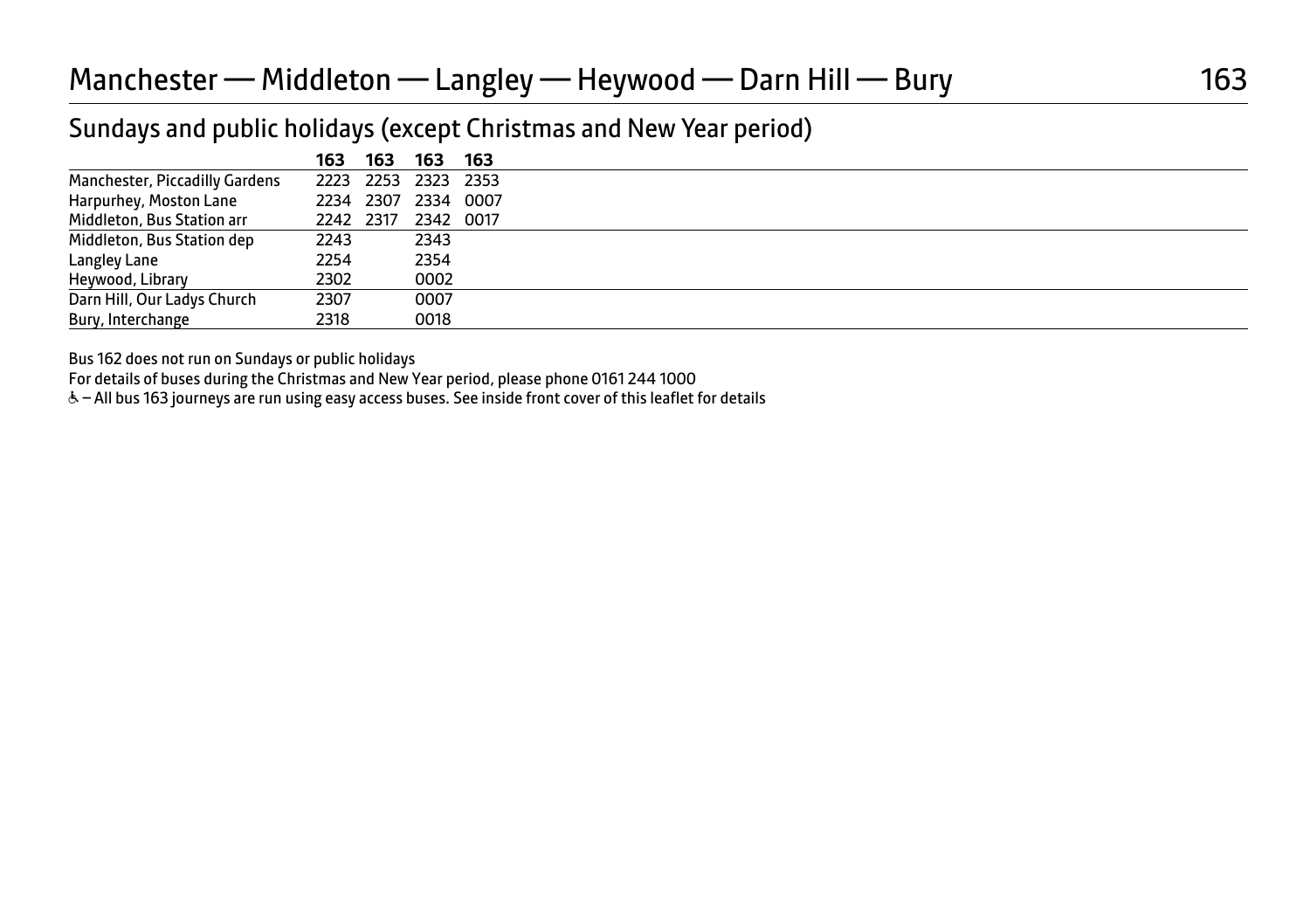# Manchester — Middleton — Langley — Heywood — Darn Hill — Bury

## Sundays and public holidays (except Christmas and New Year period)

| | 163 | 163 | 163 | 163 |
|---|---|---|---|---|
| Manchester, Piccadilly Gardens | 2223 | 2253 | 2323 | 2353 |
| Harpurhey, Moston Lane | 2234 | 2307 | 2334 | 0007 |
| Middleton, Bus Station arr | 2242 | 2317 | 2342 | 0017 |
| Middleton, Bus Station dep | 2243 | | 2343 | |
| Langley Lane | 2254 | | 2354 | |
| Heywood, Library | 2302 | | 0002 | |
| Darn Hill, Our Ladys Church | 2307 | | 0007 | |
| Bury, Interchange | 2318 | | 0018 | |

Bus 162 does not run on Sundays or public holidays

For details of buses during the Christmas and New Year period, please phone 0161 244 1000

♿ – All bus 163 journeys are run using easy access buses. See inside front cover of this leaflet for details